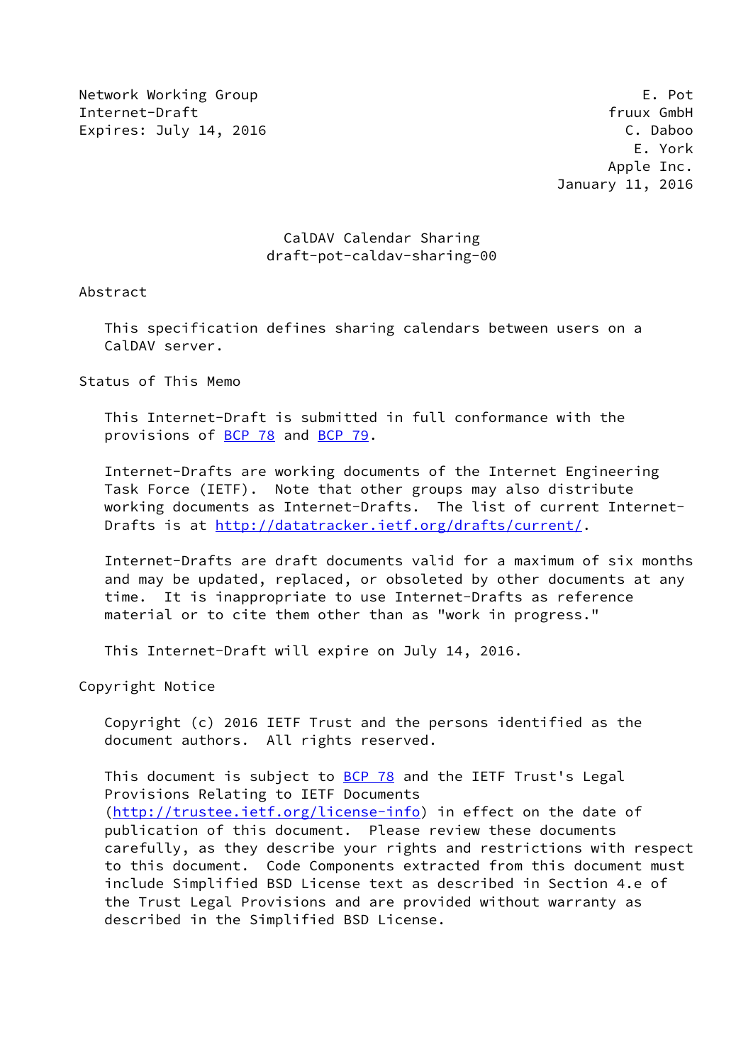Network Working Group E. Pot
Internet-Draft fruux GmbH
Expires: July 14, 2016 C. Daboo
E. York
Apple Inc.
January 11, 2016

# CalDAV Calendar Sharing
## draft-pot-caldav-sharing-00

## Abstract

This specification defines sharing calendars between users on a CalDAV server.

## Status of This Memo

This Internet-Draft is submitted in full conformance with the provisions of BCP 78 and BCP 79.

Internet-Drafts are working documents of the Internet Engineering Task Force (IETF). Note that other groups may also distribute working documents as Internet-Drafts. The list of current Internet-Drafts is at http://datatracker.ietf.org/drafts/current/.

Internet-Drafts are draft documents valid for a maximum of six months and may be updated, replaced, or obsoleted by other documents at any time. It is inappropriate to use Internet-Drafts as reference material or to cite them other than as "work in progress."

This Internet-Draft will expire on July 14, 2016.

## Copyright Notice

Copyright (c) 2016 IETF Trust and the persons identified as the document authors. All rights reserved.

This document is subject to BCP 78 and the IETF Trust's Legal Provisions Relating to IETF Documents (http://trustee.ietf.org/license-info) in effect on the date of publication of this document. Please review these documents carefully, as they describe your rights and restrictions with respect to this document. Code Components extracted from this document must include Simplified BSD License text as described in Section 4.e of the Trust Legal Provisions and are provided without warranty as described in the Simplified BSD License.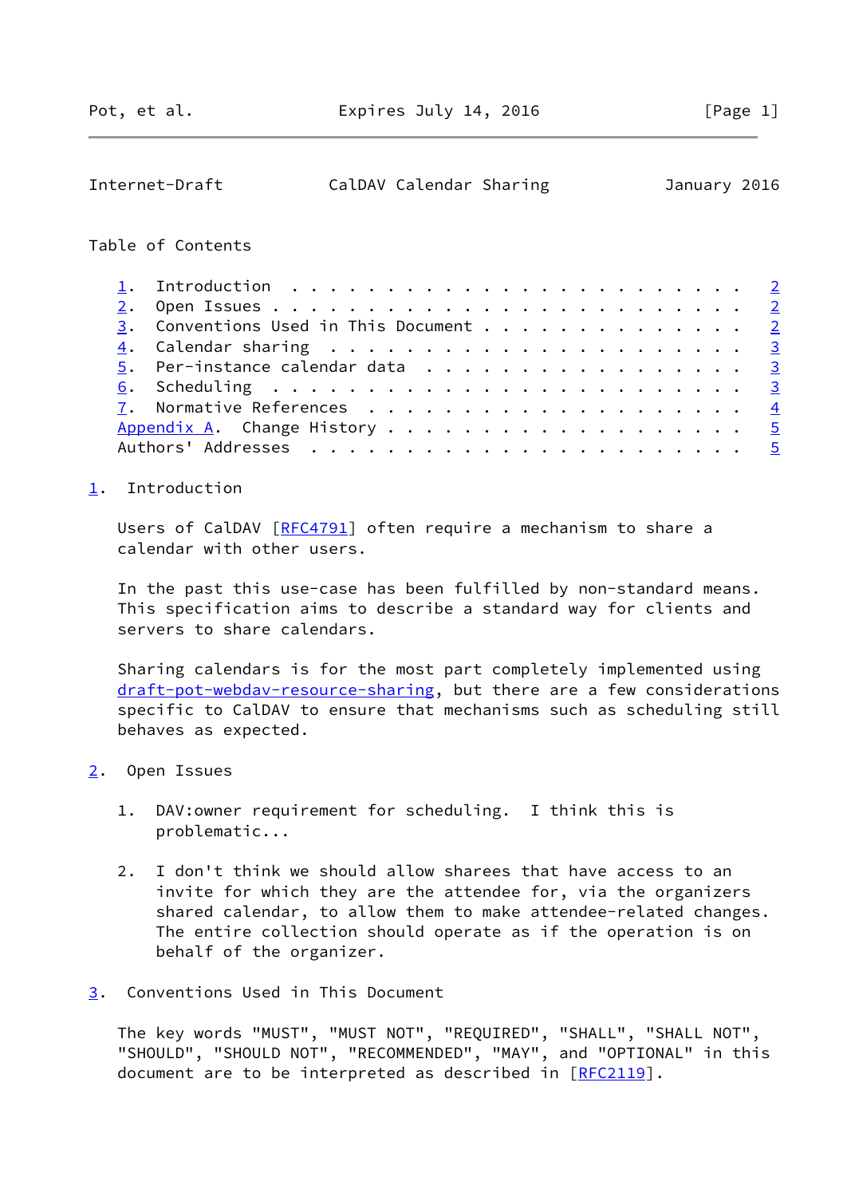Table of Contents

1. Introduction . . . . . . . . . . . . . . . . . . . . . . . . 2
2. Open Issues . . . . . . . . . . . . . . . . . . . . . . . . . 2
3. Conventions Used in This Document . . . . . . . . . . . . . . 2
4. Calendar sharing . . . . . . . . . . . . . . . . . . . . . . 3
5. Per-instance calendar data . . . . . . . . . . . . . . . . . 3
6. Scheduling . . . . . . . . . . . . . . . . . . . . . . . . . 3
7. Normative References . . . . . . . . . . . . . . . . . . . . 4
Appendix A. Change History . . . . . . . . . . . . . . . . . . . 5
Authors' Addresses . . . . . . . . . . . . . . . . . . . . . . . 5

## 1. Introduction

Users of CalDAV [RFC4791] often require a mechanism to share a calendar with other users.

In the past this use-case has been fulfilled by non-standard means. This specification aims to describe a standard way for clients and servers to share calendars.

Sharing calendars is for the most part completely implemented using draft-pot-webdav-resource-sharing, but there are a few considerations specific to CalDAV to ensure that mechanisms such as scheduling still behaves as expected.

## 2. Open Issues

1. DAV:owner requirement for scheduling. I think this is problematic...

2. I don't think we should allow sharees that have access to an invite for which they are the attendee for, via the organizers shared calendar, to allow them to make attendee-related changes. The entire collection should operate as if the operation is on behalf of the organizer.

## 3. Conventions Used in This Document

The key words "MUST", "MUST NOT", "REQUIRED", "SHALL", "SHALL NOT", "SHOULD", "SHOULD NOT", "RECOMMENDED", "MAY", and "OPTIONAL" in this document are to be interpreted as described in [RFC2119].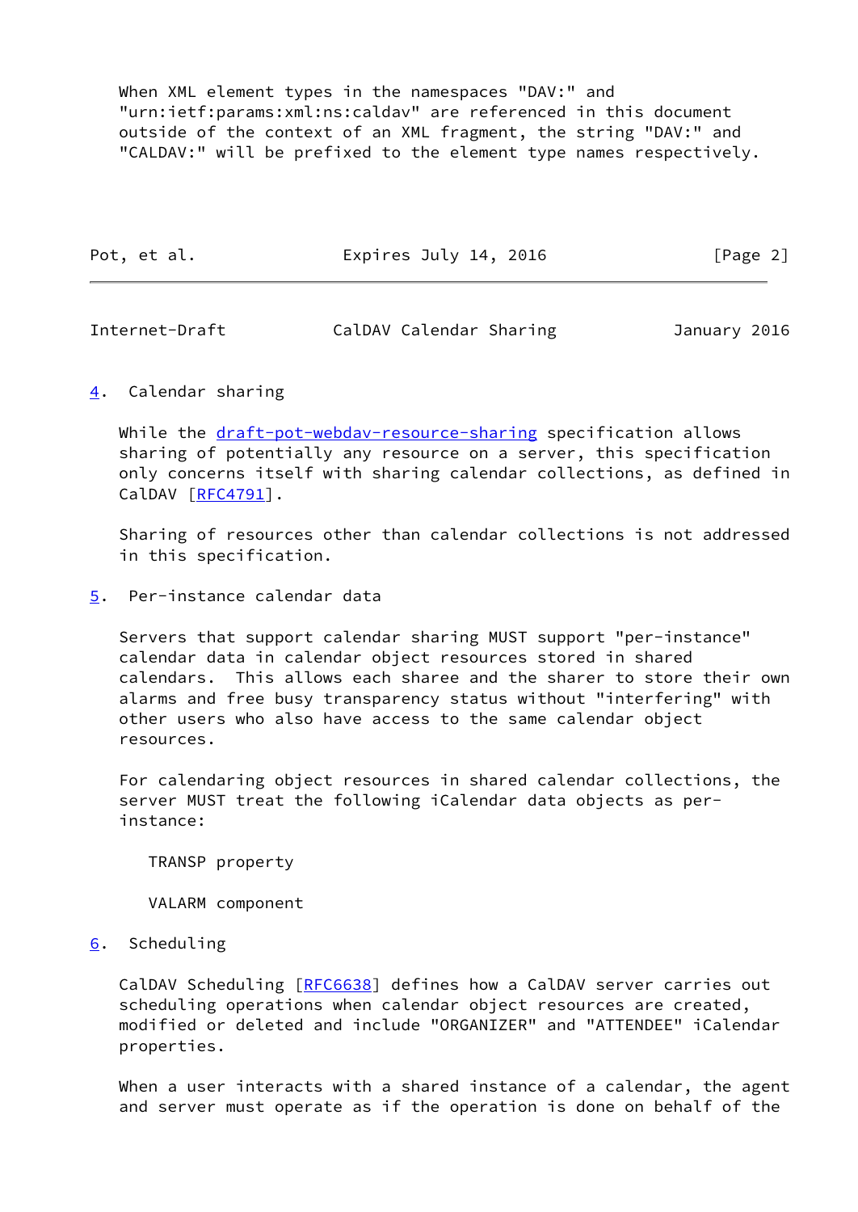When XML element types in the namespaces "DAV:" and "urn:ietf:params:xml:ns:caldav" are referenced in this document outside of the context of an XML fragment, the string "DAV:" and "CALDAV:" will be prefixed to the element type names respectively.

## 4. Calendar sharing

While the draft-pot-webdav-resource-sharing specification allows sharing of potentially any resource on a server, this specification only concerns itself with sharing calendar collections, as defined in CalDAV [RFC4791].

Sharing of resources other than calendar collections is not addressed in this specification.

## 5. Per-instance calendar data

Servers that support calendar sharing MUST support "per-instance" calendar data in calendar object resources stored in shared calendars. This allows each sharee and the sharer to store their own alarms and free busy transparency status without "interfering" with other users who also have access to the same calendar object resources.

For calendaring object resources in shared calendar collections, the server MUST treat the following iCalendar data objects as per-instance:

TRANSP property

VALARM component

## 6. Scheduling

CalDAV Scheduling [RFC6638] defines how a CalDAV server carries out scheduling operations when calendar object resources are created, modified or deleted and include "ORGANIZER" and "ATTENDEE" iCalendar properties.

When a user interacts with a shared instance of a calendar, the agent and server must operate as if the operation is done on behalf of the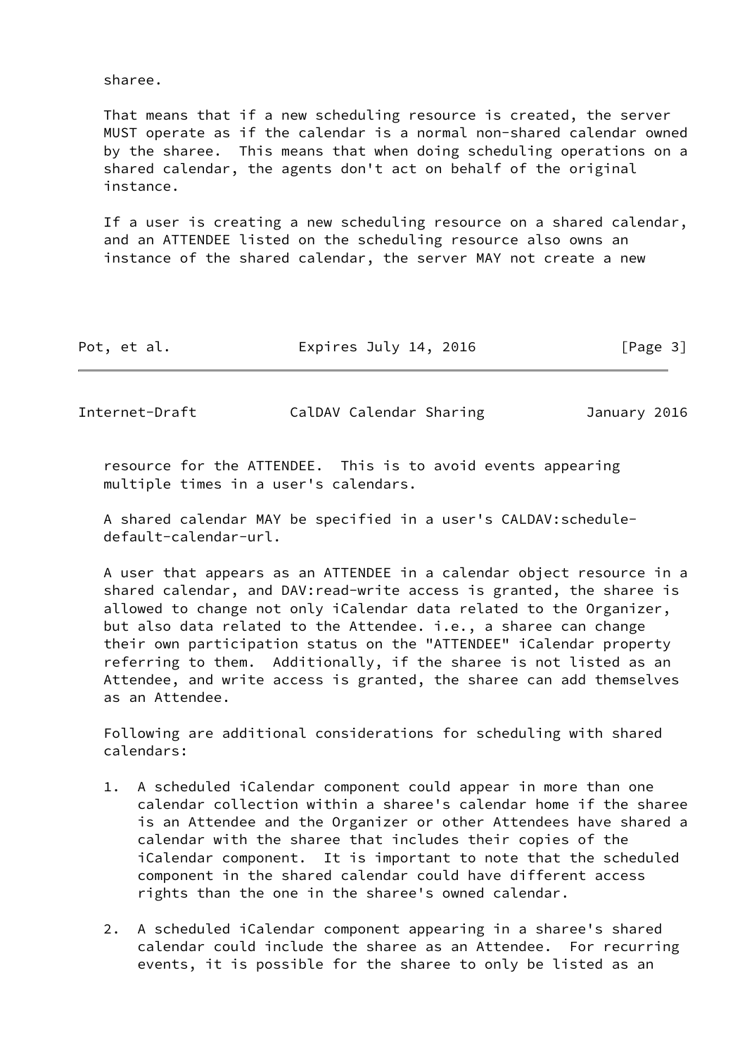sharee.

That means that if a new scheduling resource is created, the server MUST operate as if the calendar is a normal non-shared calendar owned by the sharee. This means that when doing scheduling operations on a shared calendar, the agents don't act on behalf of the original instance.

If a user is creating a new scheduling resource on a shared calendar, and an ATTENDEE listed on the scheduling resource also owns an instance of the shared calendar, the server MAY not create a new resource for the ATTENDEE. This is to avoid events appearing multiple times in a user's calendars.

A shared calendar MAY be specified in a user's CALDAV:schedule-default-calendar-url.

A user that appears as an ATTENDEE in a calendar object resource in a shared calendar, and DAV:read-write access is granted, the sharee is allowed to change not only iCalendar data related to the Organizer, but also data related to the Attendee. i.e., a sharee can change their own participation status on the "ATTENDEE" iCalendar property referring to them. Additionally, if the sharee is not listed as an Attendee, and write access is granted, the sharee can add themselves as an Attendee.

Following are additional considerations for scheduling with shared calendars:

1. A scheduled iCalendar component could appear in more than one calendar collection within a sharee's calendar home if the sharee is an Attendee and the Organizer or other Attendees have shared a calendar with the sharee that includes their copies of the iCalendar component. It is important to note that the scheduled component in the shared calendar could have different access rights than the one in the sharee's owned calendar.

2. A scheduled iCalendar component appearing in a sharee's shared calendar could include the sharee as an Attendee. For recurring events, it is possible for the sharee to only be listed as an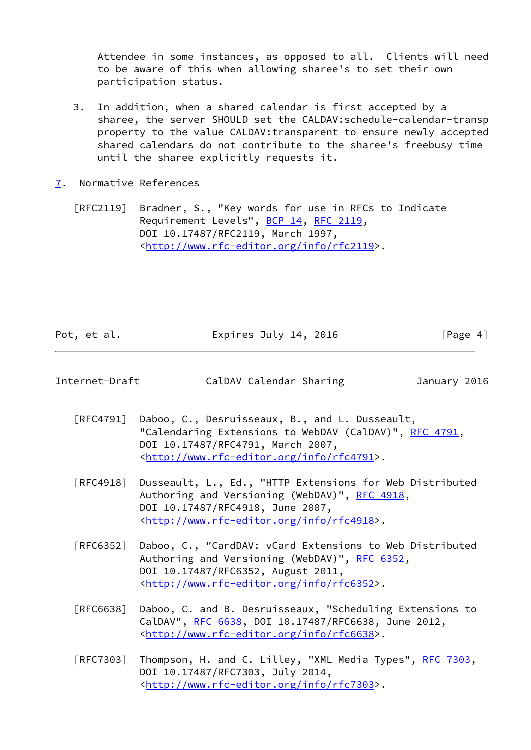Attendee in some instances, as opposed to all. Clients will need to be aware of this when allowing sharee's to set their own participation status.

3. In addition, when a shared calendar is first accepted by a sharee, the server SHOULD set the CALDAV:schedule-calendar-transp property to the value CALDAV:transparent to ensure newly accepted shared calendars do not contribute to the sharee's freebusy time until the sharee explicitly requests it.

## 7. Normative References

[RFC2119] Bradner, S., "Key words for use in RFCs to Indicate Requirement Levels", BCP 14, RFC 2119, DOI 10.17487/RFC2119, March 1997, <http://www.rfc-editor.org/info/rfc2119>.

[RFC4791] Daboo, C., Desruisseaux, B., and L. Dusseault, "Calendaring Extensions to WebDAV (CalDAV)", RFC 4791, DOI 10.17487/RFC4791, March 2007, <http://www.rfc-editor.org/info/rfc4791>.

[RFC4918] Dusseault, L., Ed., "HTTP Extensions for Web Distributed Authoring and Versioning (WebDAV)", RFC 4918, DOI 10.17487/RFC4918, June 2007, <http://www.rfc-editor.org/info/rfc4918>.

[RFC6352] Daboo, C., "CardDAV: vCard Extensions to Web Distributed Authoring and Versioning (WebDAV)", RFC 6352, DOI 10.17487/RFC6352, August 2011, <http://www.rfc-editor.org/info/rfc6352>.

[RFC6638] Daboo, C. and B. Desruisseaux, "Scheduling Extensions to CalDAV", RFC 6638, DOI 10.17487/RFC6638, June 2012, <http://www.rfc-editor.org/info/rfc6638>.

[RFC7303] Thompson, H. and C. Lilley, "XML Media Types", RFC 7303, DOI 10.17487/RFC7303, July 2014, <http://www.rfc-editor.org/info/rfc7303>.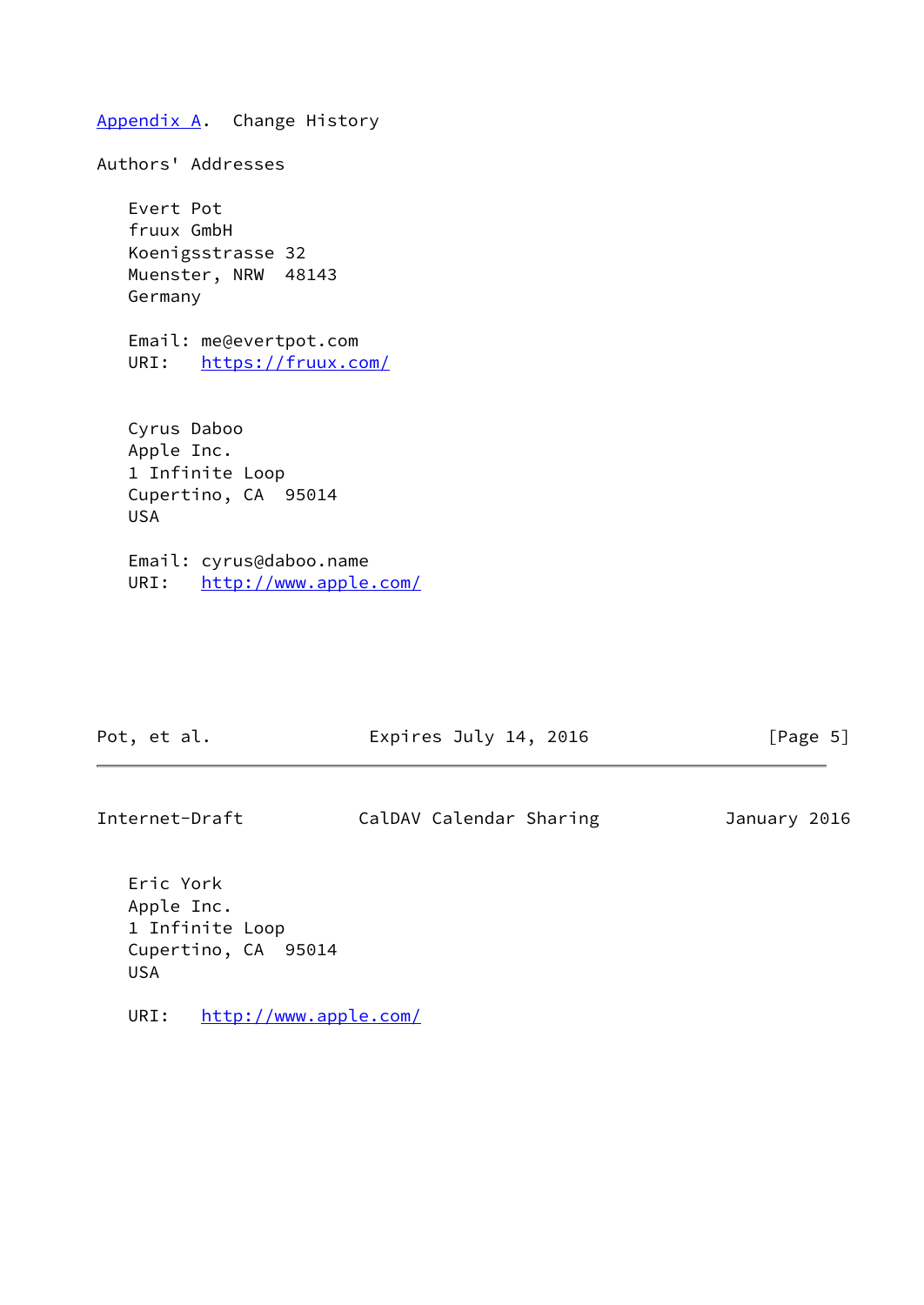## Appendix A. Change History

## Authors' Addresses

Evert Pot
fruux GmbH
Koenigsstrasse 32
Muenster, NRW  48143
Germany

Email: me@evertpot.com
URI:   https://fruux.com/

Cyrus Daboo
Apple Inc.
1 Infinite Loop
Cupertino, CA  95014
USA

Email: cyrus@daboo.name
URI:   http://www.apple.com/

Eric York
Apple Inc.
1 Infinite Loop
Cupertino, CA  95014
USA

URI:   http://www.apple.com/